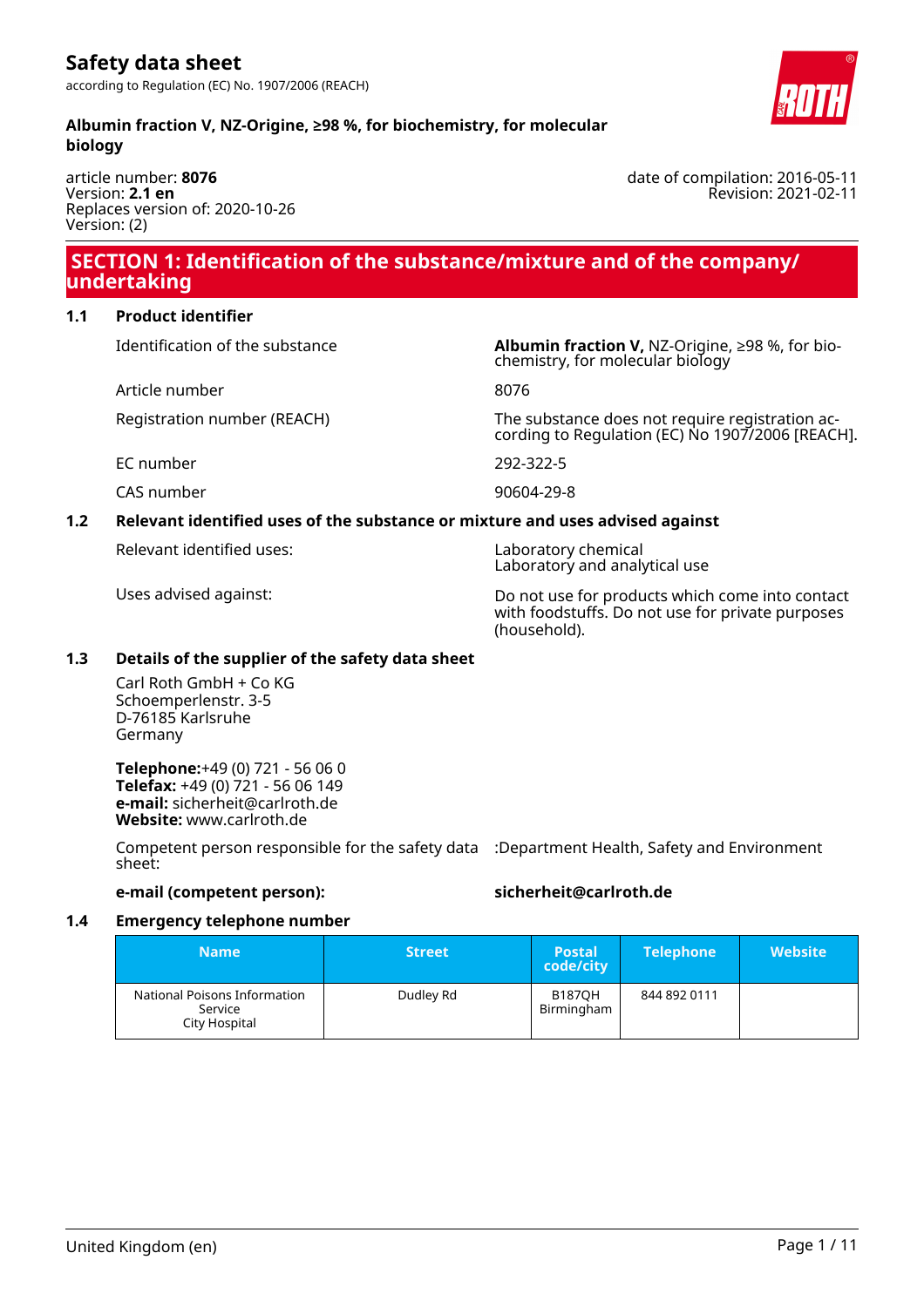# Safety data sheet

according to Regulation (EC) No. 1907/2006 (REACH)

**Albumin fraction V, NZ-Origine, ≥98 %, for biochemistry, for molecular biology**

article number: **8076**
Version: **2.1 en**
Replaces version of: 2020-10-26
Version: (2)

date of compilation: 2016-05-11
Revision: 2021-02-11

## SECTION 1: Identification of the substance/mixture and of the company/undertaking

### 1.1 Product identifier

| | |
|---|---|
| Identification of the substance | **Albumin fraction V,** NZ-Origine, ≥98 %, for biochemistry, for molecular biology |
| Article number | 8076 |
| Registration number (REACH) | The substance does not require registration according to Regulation (EC) No 1907/2006 [REACH]. |
| EC number | 292-322-5 |
| CAS number | 90604-29-8 |

### 1.2 Relevant identified uses of the substance or mixture and uses advised against

| | |
|---|---|
| Relevant identified uses: | Laboratory chemical<br>Laboratory and analytical use |
| Uses advised against: | Do not use for products which come into contact with foodstuffs. Do not use for private purposes (household). |

### 1.3 Details of the supplier of the safety data sheet

Carl Roth GmbH + Co KG
Schoemperlenstr. 3-5
D-76185 Karlsruhe
Germany

**Telephone:**+49 (0) 721 - 56 06 0
**Telefax:** +49 (0) 721 - 56 06 149
**e-mail:** sicherheit@carlroth.de
**Website:** www.carlroth.de

Competent person responsible for the safety data sheet: :Department Health, Safety and Environment

**e-mail (competent person):** **sicherheit@carlroth.de**

### 1.4 Emergency telephone number

| Name | Street | Postal code/city | Telephone | Website |
|---|---|---|---|---|
| National Poisons Information Service<br>City Hospital | Dudley Rd | B187QH Birmingham | 844 892 0111 | |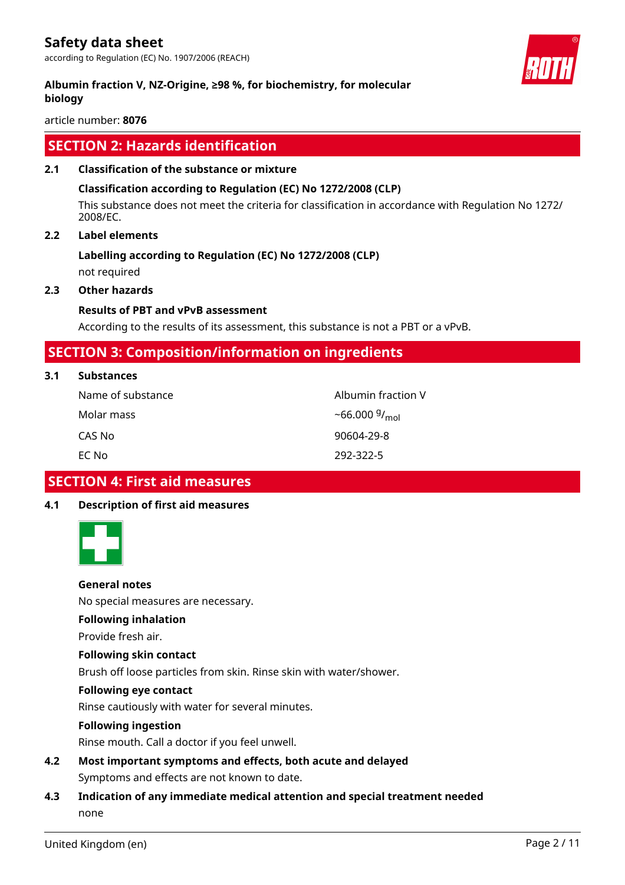## SECTION 2: Hazards identification

### 2.1 Classification of the substance or mixture

**Classification according to Regulation (EC) No 1272/2008 (CLP)**

This substance does not meet the criteria for classification in accordance with Regulation No 1272/2008/EC.

### 2.2 Label elements

**Labelling according to Regulation (EC) No 1272/2008 (CLP)**

not required

### 2.3 Other hazards

**Results of PBT and vPvB assessment**

According to the results of its assessment, this substance is not a PBT or a vPvB.

## SECTION 3: Composition/information on ingredients

### 3.1 Substances

| | |
|---|---|
| Name of substance | Albumin fraction V |
| Molar mass | ~66.000 $^{g}/_{mol}$ |
| CAS No | 90604-29-8 |
| EC No | 292-322-5 |

## SECTION 4: First aid measures

### 4.1 Description of first aid measures

**General notes**

No special measures are necessary.

**Following inhalation**

Provide fresh air.

**Following skin contact**

Brush off loose particles from skin. Rinse skin with water/shower.

**Following eye contact**

Rinse cautiously with water for several minutes.

**Following ingestion**

Rinse mouth. Call a doctor if you feel unwell.

### 4.2 Most important symptoms and effects, both acute and delayed

Symptoms and effects are not known to date.

### 4.3 Indication of any immediate medical attention and special treatment needed

none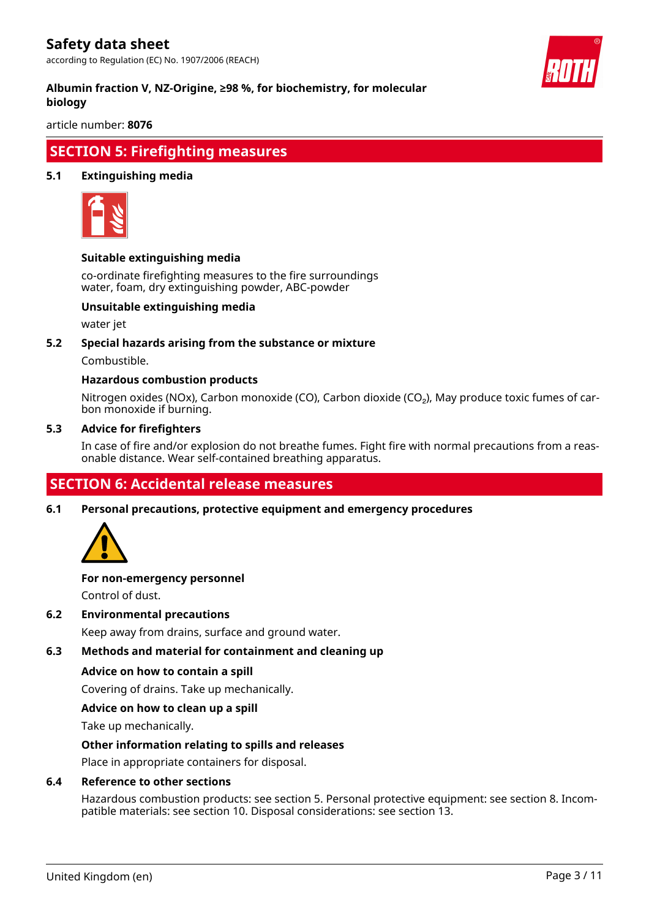## SECTION 5: Firefighting measures

### 5.1 Extinguishing media

**Suitable extinguishing media**

co-ordinate firefighting measures to the fire surroundings
water, foam, dry extinguishing powder, ABC-powder

**Unsuitable extinguishing media**

water jet

### 5.2 Special hazards arising from the substance or mixture

Combustible.

**Hazardous combustion products**

Nitrogen oxides (NOx), Carbon monoxide (CO), Carbon dioxide ($CO_2$), May produce toxic fumes of carbon monoxide if burning.

### 5.3 Advice for firefighters

In case of fire and/or explosion do not breathe fumes. Fight fire with normal precautions from a reasonable distance. Wear self-contained breathing apparatus.

## SECTION 6: Accidental release measures

### 6.1 Personal precautions, protective equipment and emergency procedures

**For non-emergency personnel**

Control of dust.

### 6.2 Environmental precautions

Keep away from drains, surface and ground water.

### 6.3 Methods and material for containment and cleaning up

**Advice on how to contain a spill**

Covering of drains. Take up mechanically.

**Advice on how to clean up a spill**

Take up mechanically.

**Other information relating to spills and releases**

Place in appropriate containers for disposal.

### 6.4 Reference to other sections

Hazardous combustion products: see section 5. Personal protective equipment: see section 8. Incompatible materials: see section 10. Disposal considerations: see section 13.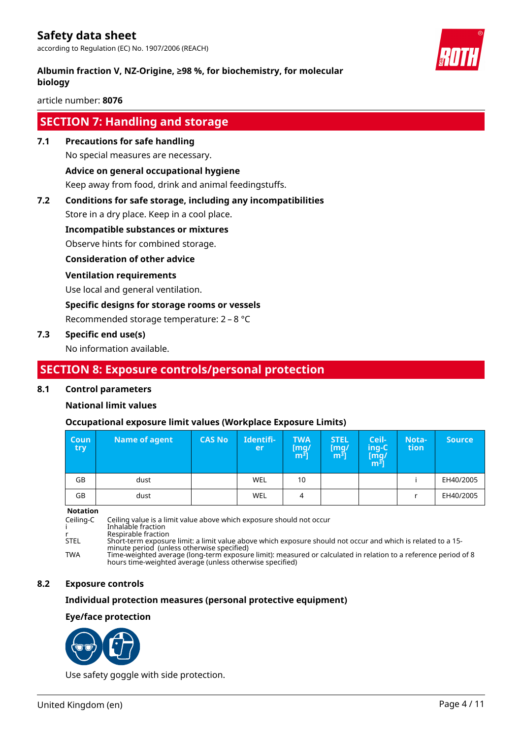## SECTION 7: Handling and storage

### 7.1 Precautions for safe handling

No special measures are necessary.

**Advice on general occupational hygiene**

Keep away from food, drink and animal feedingstuffs.

### 7.2 Conditions for safe storage, including any incompatibilities

Store in a dry place. Keep in a cool place.

**Incompatible substances or mixtures**

Observe hints for combined storage.

**Consideration of other advice**

**Ventilation requirements**

Use local and general ventilation.

**Specific designs for storage rooms or vessels**

Recommended storage temperature: 2 – 8 °C

### 7.3 Specific end use(s)

No information available.

## SECTION 8: Exposure controls/personal protection

### 8.1 Control parameters

**National limit values**

**Occupational exposure limit values (Workplace Exposure Limits)**

| Country | Name of agent | CAS No | Identifier | TWA [mg/m³] | STEL [mg/m³] | Ceiling-C [mg/m³] | Notation | Source |
|---|---|---|---|---|---|---|---|---|
| GB | dust | | WEL | 10 | | | i | EH40/2005 |
| GB | dust | | WEL | 4 | | | r | EH40/2005 |

**Notation**

- Ceiling-C: Ceiling value is a limit value above which exposure should not occur
- i: Inhalable fraction
- r: Respirable fraction
- STEL: Short-term exposure limit: a limit value above which exposure should not occur and which is related to a 15-minute period (unless otherwise specified)
- TWA: Time-weighted average (long-term exposure limit): measured or calculated in relation to a reference period of 8 hours time-weighted average (unless otherwise specified)

### 8.2 Exposure controls

**Individual protection measures (personal protective equipment)**

**Eye/face protection**

Use safety goggle with side protection.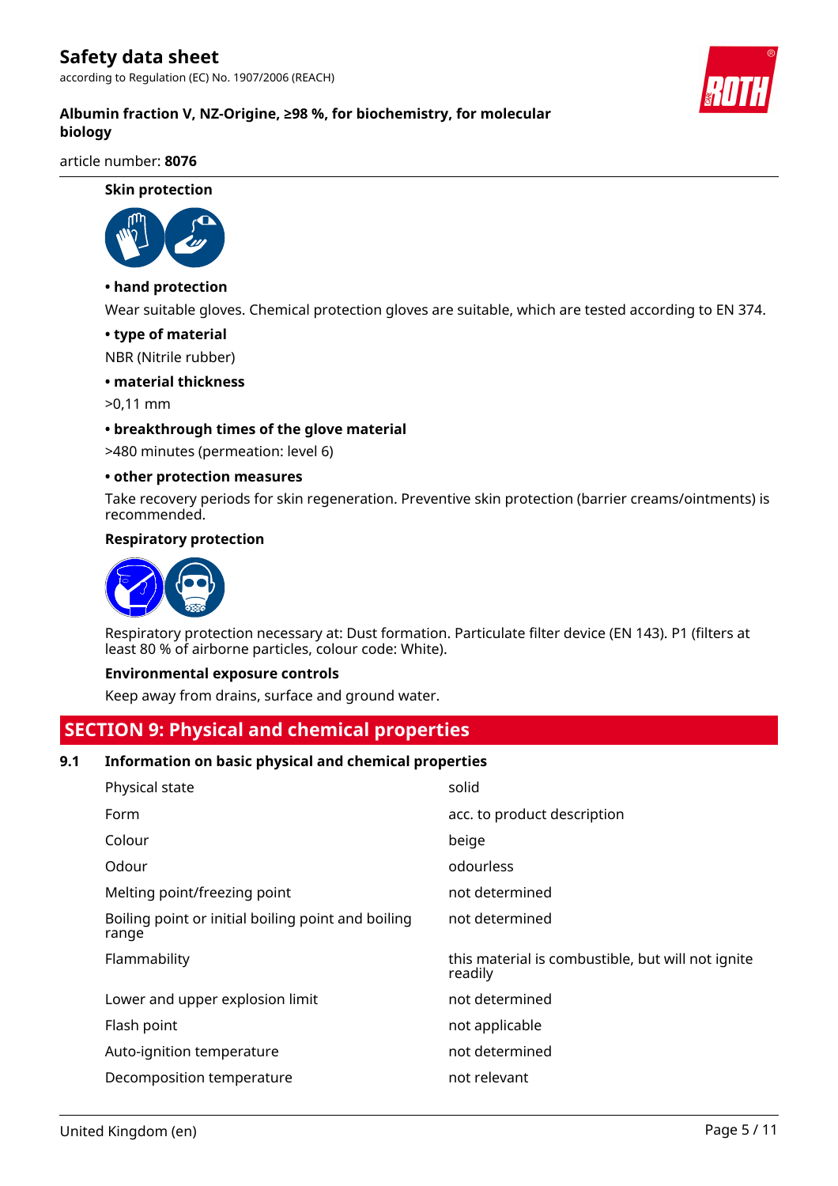**Skin protection**

**• hand protection**

Wear suitable gloves. Chemical protection gloves are suitable, which are tested according to EN 374.

**• type of material**

NBR (Nitrile rubber)

**• material thickness**

>0,11 mm

**• breakthrough times of the glove material**

>480 minutes (permeation: level 6)

**• other protection measures**

Take recovery periods for skin regeneration. Preventive skin protection (barrier creams/ointments) is recommended.

**Respiratory protection**

Respiratory protection necessary at: Dust formation. Particulate filter device (EN 143). P1 (filters at least 80 % of airborne particles, colour code: White).

**Environmental exposure controls**

Keep away from drains, surface and ground water.

## SECTION 9: Physical and chemical properties

### 9.1 Information on basic physical and chemical properties

| | |
|---|---|
| Physical state | solid |
| Form | acc. to product description |
| Colour | beige |
| Odour | odourless |
| Melting point/freezing point | not determined |
| Boiling point or initial boiling point and boiling range | not determined |
| Flammability | this material is combustible, but will not ignite readily |
| Lower and upper explosion limit | not determined |
| Flash point | not applicable |
| Auto-ignition temperature | not determined |
| Decomposition temperature | not relevant |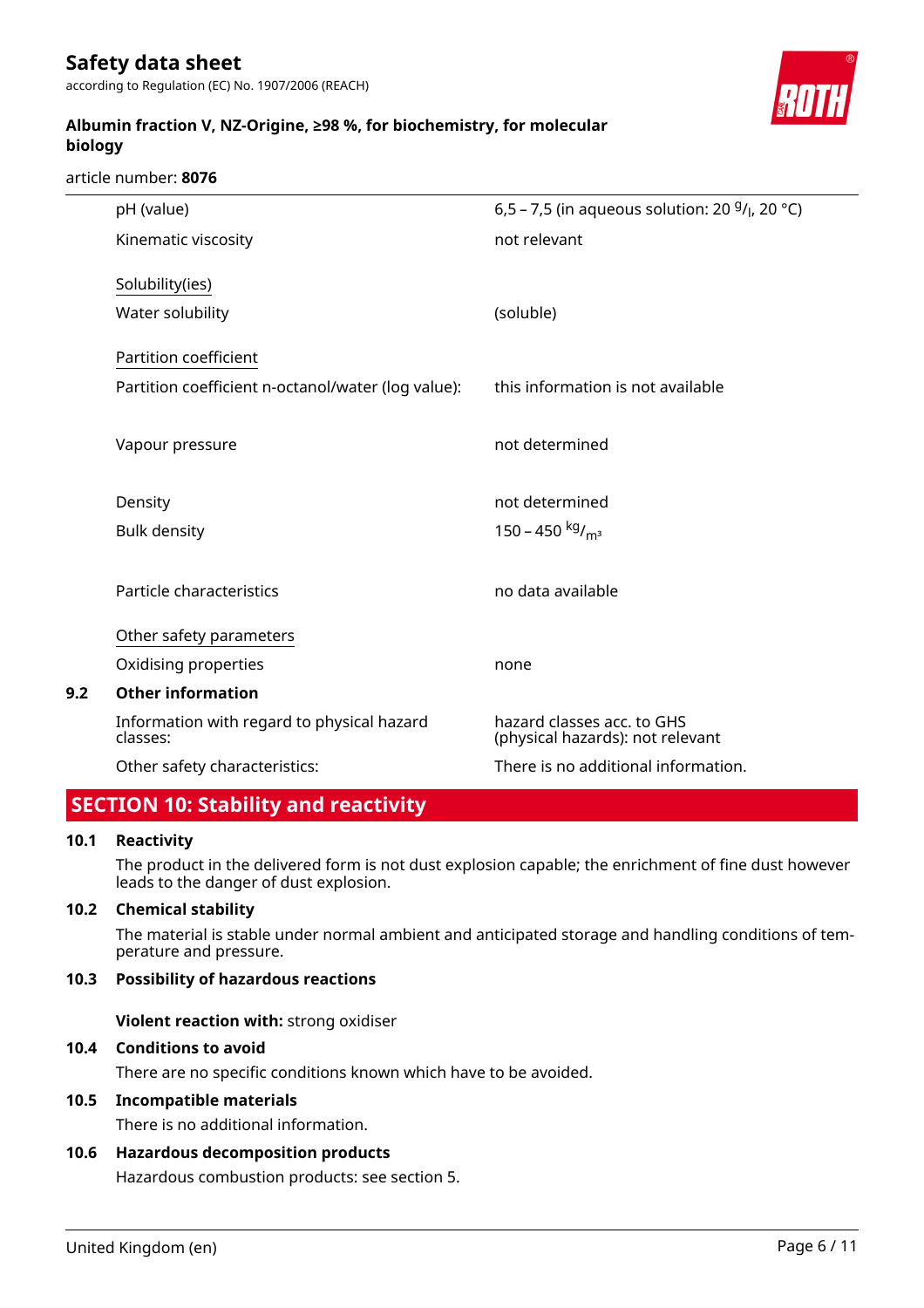| | |
|---|---|
| pH (value) | 6,5 – 7,5 (in aqueous solution: 20 $^{g}/_{l}$, 20 °C) |
| Kinematic viscosity | not relevant |
| Solubility(ies) | |
| Water solubility | (soluble) |
| Partition coefficient | |
| Partition coefficient n-octanol/water (log value): | this information is not available |
| Vapour pressure | not determined |
| Density | not determined |
| Bulk density | 150 – 450 $^{kg}/_{m^3}$ |
| Particle characteristics | no data available |
| Other safety parameters | |
| Oxidising properties | none |

**9.2 Other information**

| | |
|---|---|
| Information with regard to physical hazard classes: | hazard classes acc. to GHS (physical hazards): not relevant |
| Other safety characteristics: | There is no additional information. |

## SECTION 10: Stability and reactivity

**10.1 Reactivity**

The product in the delivered form is not dust explosion capable; the enrichment of fine dust however leads to the danger of dust explosion.

**10.2 Chemical stability**

The material is stable under normal ambient and anticipated storage and handling conditions of temperature and pressure.

**10.3 Possibility of hazardous reactions**

**Violent reaction with:** strong oxidiser

**10.4 Conditions to avoid**

There are no specific conditions known which have to be avoided.

**10.5 Incompatible materials**

There is no additional information.

**10.6 Hazardous decomposition products**

Hazardous combustion products: see section 5.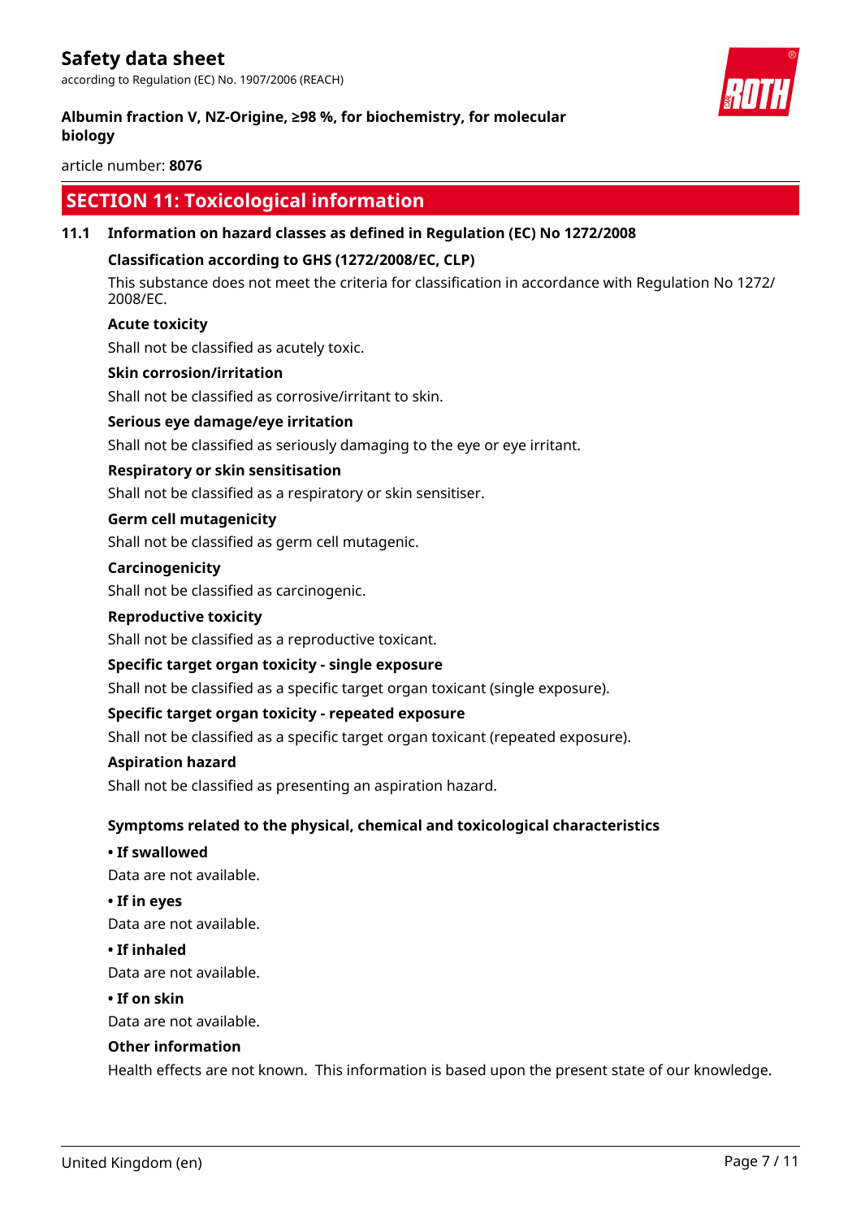## SECTION 11: Toxicological information

### 11.1 Information on hazard classes as defined in Regulation (EC) No 1272/2008

**Classification according to GHS (1272/2008/EC, CLP)**

This substance does not meet the criteria for classification in accordance with Regulation No 1272/2008/EC.

**Acute toxicity**

Shall not be classified as acutely toxic.

**Skin corrosion/irritation**

Shall not be classified as corrosive/irritant to skin.

**Serious eye damage/eye irritation**

Shall not be classified as seriously damaging to the eye or eye irritant.

**Respiratory or skin sensitisation**

Shall not be classified as a respiratory or skin sensitiser.

**Germ cell mutagenicity**

Shall not be classified as germ cell mutagenic.

**Carcinogenicity**

Shall not be classified as carcinogenic.

**Reproductive toxicity**

Shall not be classified as a reproductive toxicant.

**Specific target organ toxicity - single exposure**

Shall not be classified as a specific target organ toxicant (single exposure).

**Specific target organ toxicity - repeated exposure**

Shall not be classified as a specific target organ toxicant (repeated exposure).

**Aspiration hazard**

Shall not be classified as presenting an aspiration hazard.

**Symptoms related to the physical, chemical and toxicological characteristics**

**• If swallowed**

Data are not available.

**• If in eyes**

Data are not available.

**• If inhaled**

Data are not available.

**• If on skin**

Data are not available.

**Other information**

Health effects are not known. This information is based upon the present state of our knowledge.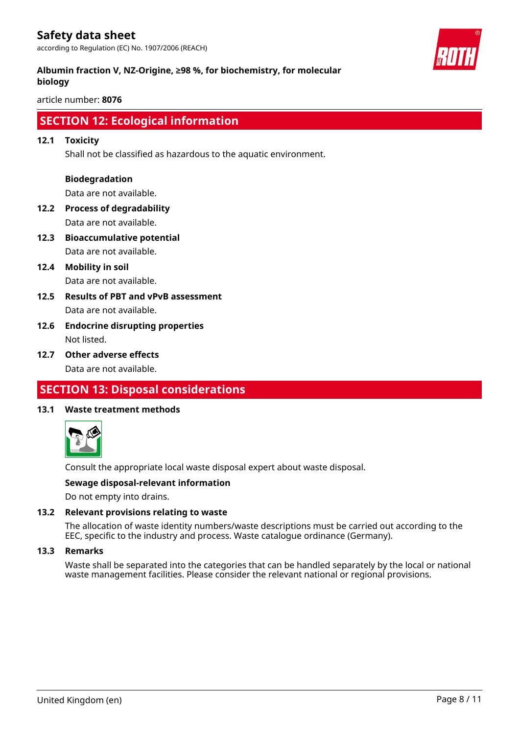## SECTION 12: Ecological information

### 12.1 Toxicity

Shall not be classified as hazardous to the aquatic environment.

**Biodegradation**

Data are not available.

### 12.2 Process of degradability

Data are not available.

### 12.3 Bioaccumulative potential

Data are not available.

### 12.4 Mobility in soil

Data are not available.

### 12.5 Results of PBT and vPvB assessment

Data are not available.

### 12.6 Endocrine disrupting properties

Not listed.

### 12.7 Other adverse effects

Data are not available.

## SECTION 13: Disposal considerations

### 13.1 Waste treatment methods

Consult the appropriate local waste disposal expert about waste disposal.

**Sewage disposal-relevant information**

Do not empty into drains.

### 13.2 Relevant provisions relating to waste

The allocation of waste identity numbers/waste descriptions must be carried out according to the EEC, specific to the industry and process. Waste catalogue ordinance (Germany).

### 13.3 Remarks

Waste shall be separated into the categories that can be handled separately by the local or national waste management facilities. Please consider the relevant national or regional provisions.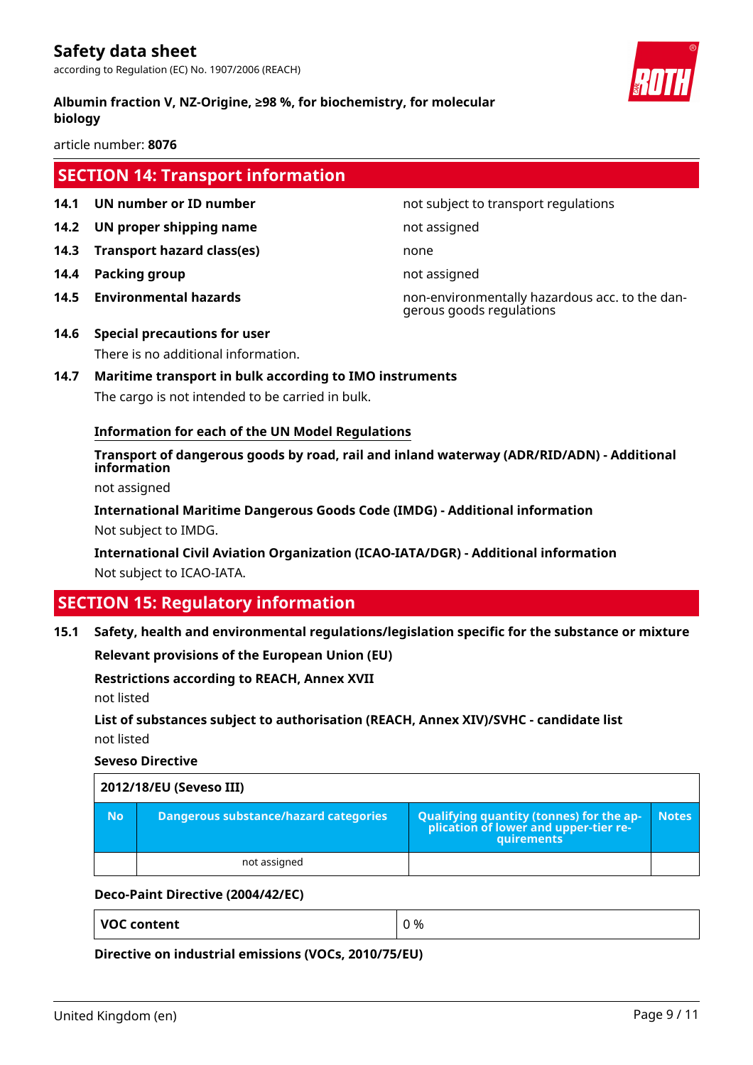## SECTION 14: Transport information

| | | |
|---|---|---|
| **14.1** | **UN number or ID number** | not subject to transport regulations |
| **14.2** | **UN proper shipping name** | not assigned |
| **14.3** | **Transport hazard class(es)** | none |
| **14.4** | **Packing group** | not assigned |
| **14.5** | **Environmental hazards** | non-environmentally hazardous acc. to the dangerous goods regulations |

**14.6 Special precautions for user**

There is no additional information.

**14.7 Maritime transport in bulk according to IMO instruments**

The cargo is not intended to be carried in bulk.

**Information for each of the UN Model Regulations**

**Transport of dangerous goods by road, rail and inland waterway (ADR/RID/ADN) - Additional information**

not assigned

**International Maritime Dangerous Goods Code (IMDG) - Additional information**

Not subject to IMDG.

**International Civil Aviation Organization (ICAO-IATA/DGR) - Additional information**

Not subject to ICAO-IATA.

## SECTION 15: Regulatory information

**15.1 Safety, health and environmental regulations/legislation specific for the substance or mixture**

**Relevant provisions of the European Union (EU)**

**Restrictions according to REACH, Annex XVII**

not listed

**List of substances subject to authorisation (REACH, Annex XIV)/SVHC - candidate list**

not listed

**Seveso Directive**

| 2012/18/EU (Seveso III) | | | |
|---|---|---|---|
| **No** | **Dangerous substance/hazard categories** | **Qualifying quantity (tonnes) for the application of lower and upper-tier requirements** | **Notes** |
| | not assigned | | |

**Deco-Paint Directive (2004/42/EC)**

| | |
|---|---|
| **VOC content** | 0 % |

**Directive on industrial emissions (VOCs, 2010/75/EU)**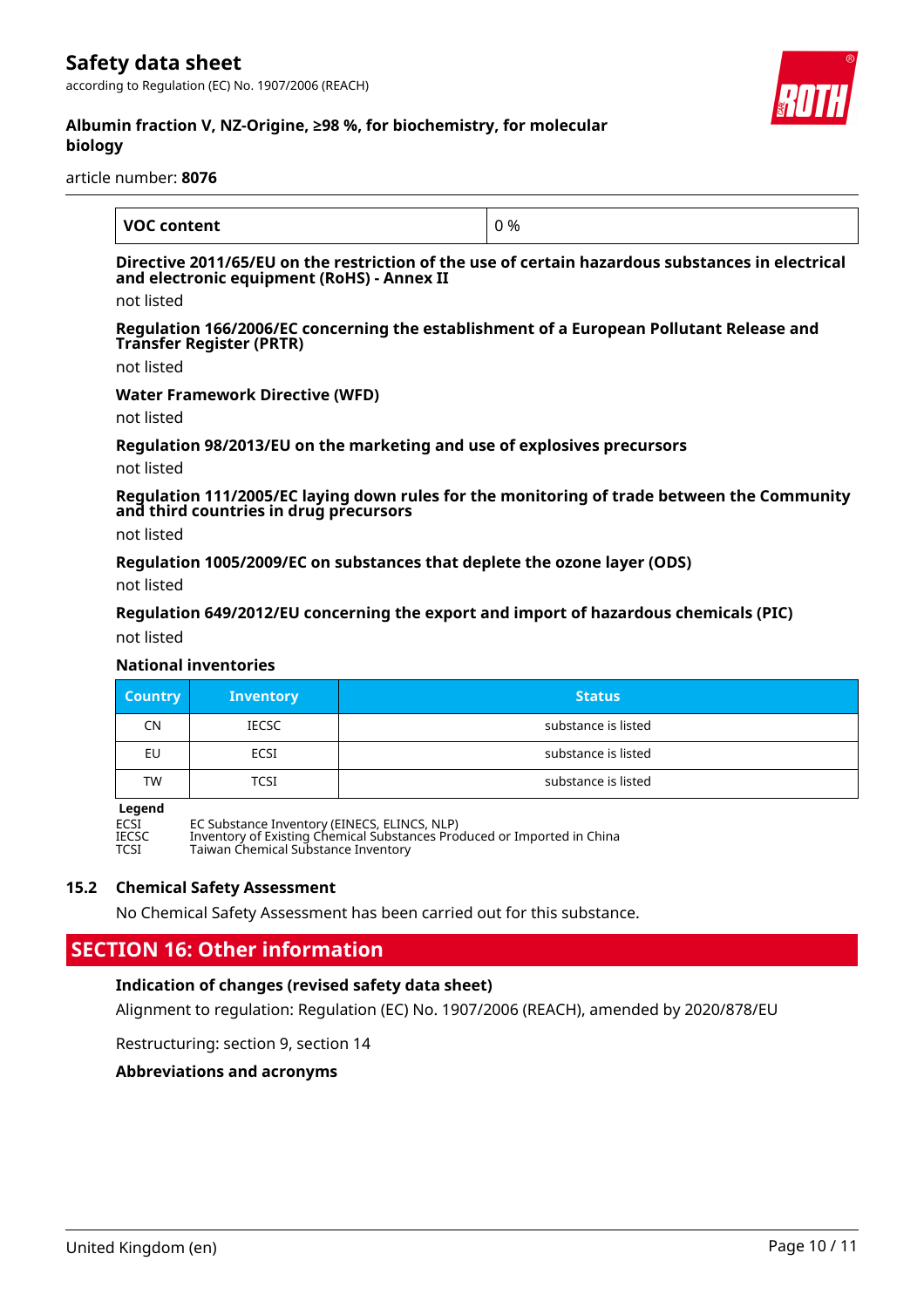| VOC content | 0 % |
|---|---|

**Directive 2011/65/EU on the restriction of the use of certain hazardous substances in electrical and electronic equipment (RoHS) - Annex II**

not listed

**Regulation 166/2006/EC concerning the establishment of a European Pollutant Release and Transfer Register (PRTR)**

not listed

**Water Framework Directive (WFD)**

not listed

**Regulation 98/2013/EU on the marketing and use of explosives precursors**

not listed

**Regulation 111/2005/EC laying down rules for the monitoring of trade between the Community and third countries in drug precursors**

not listed

**Regulation 1005/2009/EC on substances that deplete the ozone layer (ODS)**

not listed

**Regulation 649/2012/EU concerning the export and import of hazardous chemicals (PIC)**

not listed

**National inventories**

| Country | Inventory | Status |
|---|---|---|
| CN | IECSC | substance is listed |
| EU | ECSI | substance is listed |
| TW | TCSI | substance is listed |

**Legend**

ECSI — EC Substance Inventory (EINECS, ELINCS, NLP)
IECSC — Inventory of Existing Chemical Substances Produced or Imported in China
TCSI — Taiwan Chemical Substance Inventory

### 15.2 Chemical Safety Assessment

No Chemical Safety Assessment has been carried out for this substance.

## SECTION 16: Other information

**Indication of changes (revised safety data sheet)**

Alignment to regulation: Regulation (EC) No. 1907/2006 (REACH), amended by 2020/878/EU

Restructuring: section 9, section 14

**Abbreviations and acronyms**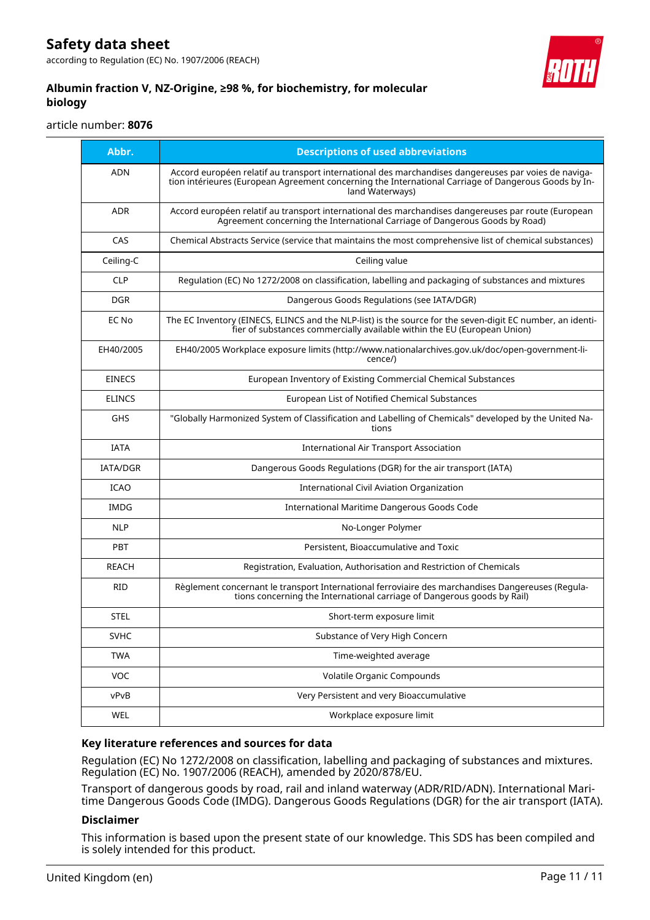| Abbr. | Descriptions of used abbreviations |
| --- | --- |
| ADN | Accord européen relatif au transport international des marchandises dangereuses par voies de navigation intérieures (European Agreement concerning the International Carriage of Dangerous Goods by Inland Waterways) |
| ADR | Accord européen relatif au transport international des marchandises dangereuses par route (European Agreement concerning the International Carriage of Dangerous Goods by Road) |
| CAS | Chemical Abstracts Service (service that maintains the most comprehensive list of chemical substances) |
| Ceiling-C | Ceiling value |
| CLP | Regulation (EC) No 1272/2008 on classification, labelling and packaging of substances and mixtures |
| DGR | Dangerous Goods Regulations (see IATA/DGR) |
| EC No | The EC Inventory (EINECS, ELINCS and the NLP-list) is the source for the seven-digit EC number, an identifier of substances commercially available within the EU (European Union) |
| EH40/2005 | EH40/2005 Workplace exposure limits (http://www.nationalarchives.gov.uk/doc/open-government-licence/) |
| EINECS | European Inventory of Existing Commercial Chemical Substances |
| ELINCS | European List of Notified Chemical Substances |
| GHS | "Globally Harmonized System of Classification and Labelling of Chemicals" developed by the United Nations |
| IATA | International Air Transport Association |
| IATA/DGR | Dangerous Goods Regulations (DGR) for the air transport (IATA) |
| ICAO | International Civil Aviation Organization |
| IMDG | International Maritime Dangerous Goods Code |
| NLP | No-Longer Polymer |
| PBT | Persistent, Bioaccumulative and Toxic |
| REACH | Registration, Evaluation, Authorisation and Restriction of Chemicals |
| RID | Règlement concernant le transport International ferroviaire des marchandises Dangereuses (Regulations concerning the International carriage of Dangerous goods by Rail) |
| STEL | Short-term exposure limit |
| SVHC | Substance of Very High Concern |
| TWA | Time-weighted average |
| VOC | Volatile Organic Compounds |
| vPvB | Very Persistent and very Bioaccumulative |
| WEL | Workplace exposure limit |

### Key literature references and sources for data

Regulation (EC) No 1272/2008 on classification, labelling and packaging of substances and mixtures. Regulation (EC) No. 1907/2006 (REACH), amended by 2020/878/EU.

Transport of dangerous goods by road, rail and inland waterway (ADR/RID/ADN). International Maritime Dangerous Goods Code (IMDG). Dangerous Goods Regulations (DGR) for the air transport (IATA).

### Disclaimer

This information is based upon the present state of our knowledge. This SDS has been compiled and is solely intended for this product.